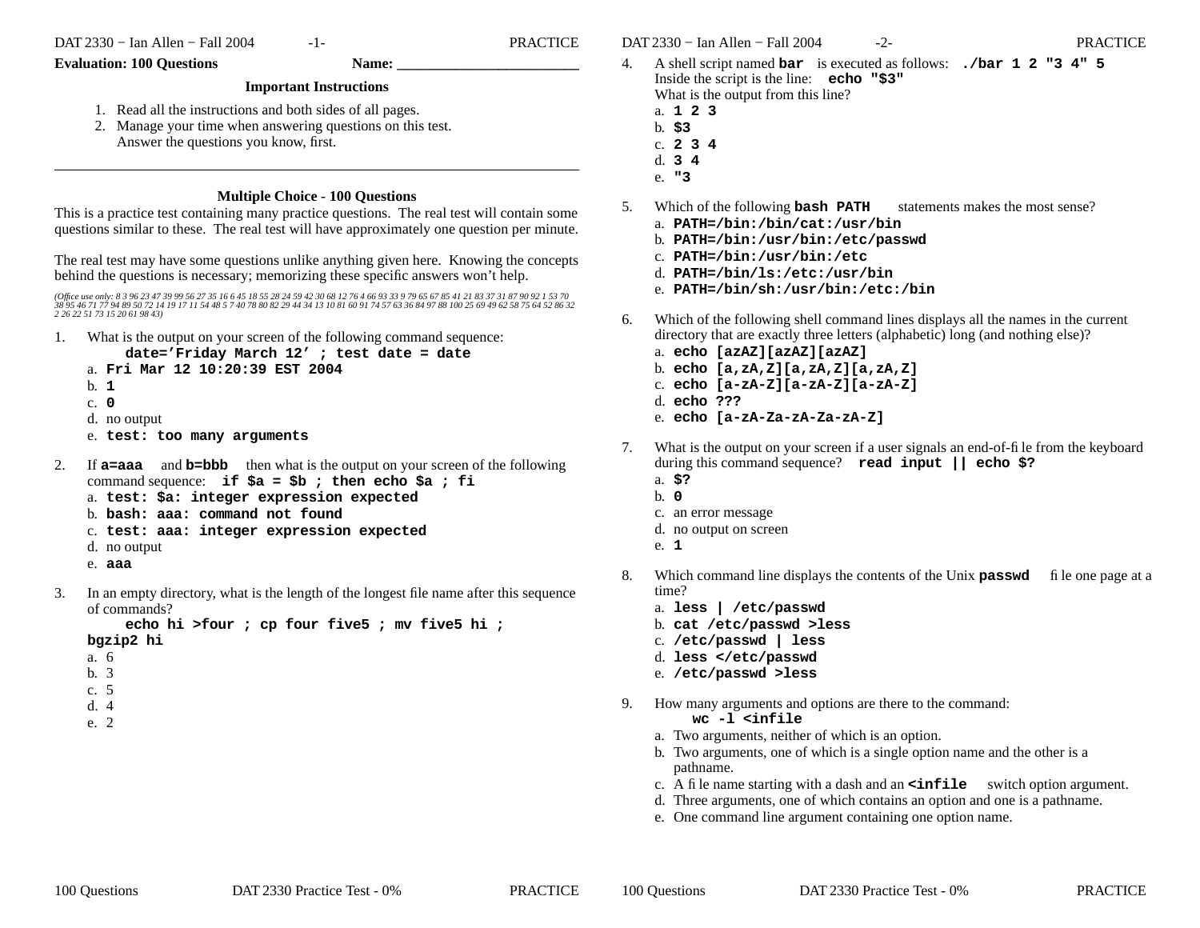**Evaluation: 100 Questions** **Name: ________________________**

### Important Instructions

1. Read all the instructions and both sides of all pages.
2. Manage your time when answering questions on this test. Answer the questions you know, first.

---

### Multiple Choice - 100 Questions

This is a practice test containing many practice questions. The real test will contain some questions similar to these. The real test will have approximately one question per minute.

The real test may have some questions unlike anything given here. Knowing the concepts behind the questions is necessary; memorizing these specific answers won't help.

*(Office use only: 8 3 96 23 47 39 99 56 27 35 16 6 45 18 55 28 24 59 42 30 68 12 76 4 66 93 33 9 79 65 67 85 41 21 83 37 31 87 90 92 1 53 70 38 95 46 71 77 94 89 50 72 14 19 17 11 54 48 5 7 40 78 80 82 29 44 34 13 10 81 60 91 74 57 63 36 84 97 88 100 25 69 49 62 58 75 64 52 86 32 2 26 22 51 73 15 20 61 98 43)*

1. What is the output on your screen of the following command sequence:
   **date='Friday March 12' ; test date = date**
   a. **Fri Mar 12 10:20:39 EST 2004**
   b. **1**
   c. **0**
   d. no output
   e. **test: too many arguments**

2. If **a=aaa** and **b=bbb** then what is the output on your screen of the following command sequence: **if $a = $b ; then echo $a ; fi**
   a. **test: $a: integer expression expected**
   b. **bash: aaa: command not found**
   c. **test: aaa: integer expression expected**
   d. no output
   e. **aaa**

3. In an empty directory, what is the length of the longest file name after this sequence of commands?
   **echo hi >four ; cp four five5 ; mv five5 hi ; bgzip2 hi**
   a. 6
   b. 3
   c. 5
   d. 4
   e. 2

4. A shell script named **bar** is executed as follows: **./bar 1 2 "3 4" 5**
   Inside the script is the line: **echo "$3"**
   What is the output from this line?
   a. **1 2 3**
   b. **$3**
   c. **2 3 4**
   d. **3 4**
   e. **"3**

5. Which of the following **bash PATH** statements makes the most sense?
   a. **PATH=/bin:/bin/cat:/usr/bin**
   b. **PATH=/bin:/usr/bin:/etc/passwd**
   c. **PATH=/bin:/usr/bin:/etc**
   d. **PATH=/bin/ls:/etc:/usr/bin**
   e. **PATH=/bin/sh:/usr/bin:/etc:/bin**

6. Which of the following shell command lines displays all the names in the current directory that are exactly three letters (alphabetic) long (and nothing else)?
   a. **echo [azAZ][azAZ][azAZ]**
   b. **echo [a,zA,Z][a,zA,Z][a,zA,Z]**
   c. **echo [a-zA-Z][a-zA-Z][a-zA-Z]**
   d. **echo ???**
   e. **echo [a-zA-Za-zA-Za-zA-Z]**

7. What is the output on your screen if a user signals an end-of-file from the keyboard during this command sequence? **read input || echo $?**
   a. **$?**
   b. **0**
   c. an error message
   d. no output on screen
   e. **1**

8. Which command line displays the contents of the Unix **passwd** file one page at a time?
   a. **less | /etc/passwd**
   b. **cat /etc/passwd >less**
   c. **/etc/passwd | less**
   d. **less </etc/passwd**
   e. **/etc/passwd >less**

9. How many arguments and options are there to the command:
   **wc -l <infile**
   a. Two arguments, neither of which is an option.
   b. Two arguments, one of which is a single option name and the other is a pathname.
   c. A file name starting with a dash and an **<infile** switch option argument.
   d. Three arguments, one of which contains an option and one is a pathname.
   e. One command line argument containing one option name.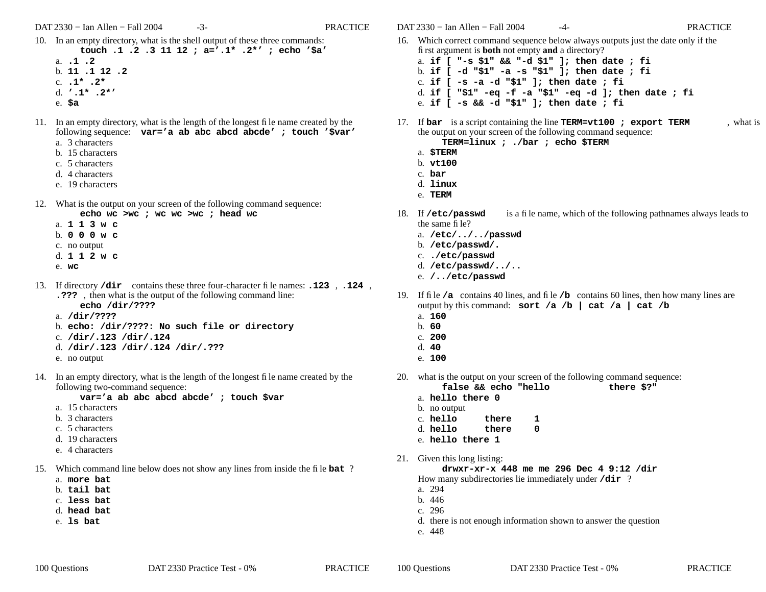10. In an empty directory, what is the shell output of these three commands:
    **touch .1 .2 .3 11 12 ; a='.1* .2*' ; echo '$a'**
    a. **.1 .2**
    b. **11 .1 12 .2**
    c. **.1* .2***
    d. **'.1* .2*'**
    e. **$a**

11. In an empty directory, what is the length of the longest file name created by the following sequence: **var='a ab abc abcd abcde' ; touch '$var'**
    a. 3 characters
    b. 15 characters
    c. 5 characters
    d. 4 characters
    e. 19 characters

12. What is the output on your screen of the following command sequence:
    **echo wc >wc ; wc wc >wc ; head wc**
    a. **1 1 3 w c**
    b. **0 0 0 w c**
    c. no output
    d. **1 1 2 w c**
    e. **wc**

13. If directory **/dir** contains these three four-character file names: **.123** , **.124** , **.???** , then what is the output of the following command line:
    **echo /dir/????**
    a. **/dir/????**
    b. **echo: /dir/????: No such file or directory**
    c. **/dir/.123 /dir/.124**
    d. **/dir/.123 /dir/.124 /dir/.???**
    e. no output

14. In an empty directory, what is the length of the longest file name created by the following two-command sequence:
    **var='a ab abc abcd abcde' ; touch $var**
    a. 15 characters
    b. 3 characters
    c. 5 characters
    d. 19 characters
    e. 4 characters

15. Which command line below does not show any lines from inside the file **bat** ?
    a. **more bat**
    b. **tail bat**
    c. **less bat**
    d. **head bat**
    e. **ls bat**

16. Which correct command sequence below always outputs just the date only if the first argument is **both** not empty **and** a directory?
    a. **if [ "-s $1" && "-d $1" ]; then date ; fi**
    b. **if [ -d "$1" -a -s "$1" ]; then date ; fi**
    c. **if [ -s -a -d "$1" ]; then date ; fi**
    d. **if [ "$1" -eq -f -a "$1" -eq -d ]; then date ; fi**
    e. **if [ -s && -d "$1" ]; then date ; fi**

17. If **bar** is a script containing the line **TERM=vt100 ; export TERM** , what is the output on your screen of the following command sequence:
    **TERM=linux ; ./bar ; echo $TERM**
    a. **$TERM**
    b. **vt100**
    c. **bar**
    d. **linux**
    e. **TERM**

18. If **/etc/passwd** is a file name, which of the following pathnames always leads to the same file?
    a. **/etc/../../passwd**
    b. **/etc/passwd/.**
    c. **./etc/passwd**
    d. **/etc/passwd/../..**
    e. **/../etc/passwd**

19. If file **/a** contains 40 lines, and file **/b** contains 60 lines, then how many lines are output by this command: **sort /a /b | cat /a | cat /b**
    a. **160**
    b. **60**
    c. **200**
    d. **40**
    e. **100**

20. what is the output on your screen of the following command sequence:
    **false && echo "hello            there $?"**
    a. **hello there 0**
    b. no output
    c. **hello     there    1**
    d. **hello     there    0**
    e. **hello there 1**

21. Given this long listing:
    **drwxr-xr-x 448 me me 296 Dec 4 9:12 /dir**
    How many subdirectories lie immediately under **/dir** ?
    a. 294
    b. 446
    c. 296
    d. there is not enough information shown to answer the question
    e. 448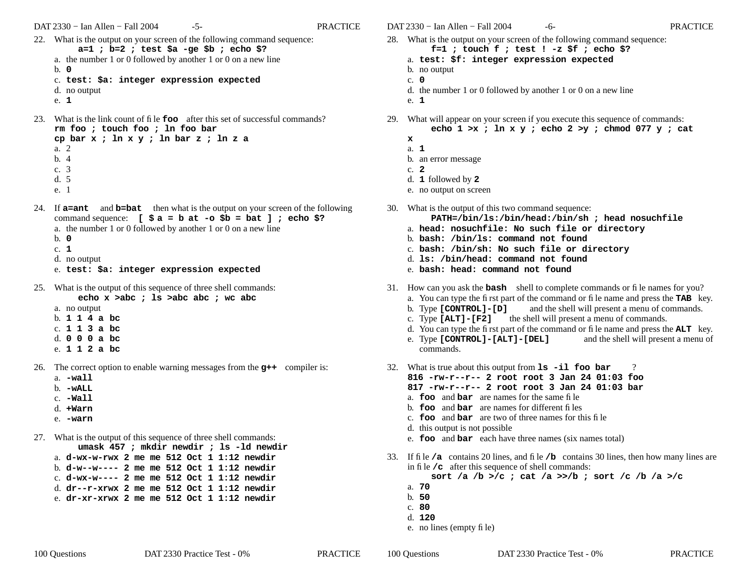22. What is the output on your screen of the following command sequence:
    **a=1 ; b=2 ; test $a -ge $b ; echo $?**
    a. the number 1 or 0 followed by another 1 or 0 on a new line
    b. **0**
    c. **test: $a: integer expression expected**
    d. no output
    e. **1**

23. What is the link count of file **foo** after this set of successful commands?
    **rm foo ; touch foo ; ln foo bar**
    **cp bar x ; ln x y ; ln bar z ; ln z a**
    a. 2
    b. 4
    c. 3
    d. 5
    e. 1

24. If **a=ant** and **b=bat** then what is the output on your screen of the following command sequence: **[ $a = b at -o $b = bat ] ; echo $?**
    a. the number 1 or 0 followed by another 1 or 0 on a new line
    b. **0**
    c. **1**
    d. no output
    e. **test: $a: integer expression expected**

25. What is the output of this sequence of three shell commands:
    **echo x >abc ; ls >abc abc ; wc abc**
    a. no output
    b. **1 1 4 a bc**
    c. **1 1 3 a bc**
    d. **0 0 0 a bc**
    e. **1 1 2 a bc**

26. The correct option to enable warning messages from the **g++** compiler is:
    a. **-wall**
    b. **-wALL**
    c. **-Wall**
    d. **+Warn**
    e. **-warn**

27. What is the output of this sequence of three shell commands:
    **umask 457 ; mkdir newdir ; ls -ld newdir**
    a. **d-wx-w-rwx 2 me me 512 Oct 1 1:12 newdir**
    b. **d-w--w---- 2 me me 512 Oct 1 1:12 newdir**
    c. **d-wx-w---- 2 me me 512 Oct 1 1:12 newdir**
    d. **dr--r-xrwx 2 me me 512 Oct 1 1:12 newdir**
    e. **dr-xr-xrwx 2 me me 512 Oct 1 1:12 newdir**

28. What is the output on your screen of the following command sequence:
    **f=1 ; touch f ; test ! -z $f ; echo $?**
    a. **test: $f: integer expression expected**
    b. no output
    c. **0**
    d. the number 1 or 0 followed by another 1 or 0 on a new line
    e. **1**

29. What will appear on your screen if you execute this sequence of commands:
    **echo 1 >x ; ln x y ; echo 2 >y ; chmod 077 y ; cat x**
    a. **1**
    b. an error message
    c. **2**
    d. **1** followed by **2**
    e. no output on screen

30. What is the output of this two command sequence:
    **PATH=/bin/ls:/bin/head:/bin/sh ; head nosuchfile**
    a. **head: nosuchfile: No such file or directory**
    b. **bash: /bin/ls: command not found**
    c. **bash: /bin/sh: No such file or directory**
    d. **ls: /bin/head: command not found**
    e. **bash: head: command not found**

31. How can you ask the **bash** shell to complete commands or file names for you?
    a. You can type the first part of the command or file name and press the **TAB** key.
    b. Type **[CONTROL]-[D]** and the shell will present a menu of commands.
    c. Type **[ALT]-[F2]** the shell will present a menu of commands.
    d. You can type the first part of the command or file name and press the **ALT** key.
    e. Type **[CONTROL]-[ALT]-[DEL]** and the shell will present a menu of commands.

32. What is true about this output from **ls -il foo bar** ?
    **816 -rw-r--r-- 2 root root 3 Jan 24 01:03 foo**
    **817 -rw-r--r-- 2 root root 3 Jan 24 01:03 bar**
    a. **foo** and **bar** are names for the same file
    b. **foo** and **bar** are names for different files
    c. **foo** and **bar** are two of three names for this file
    d. this output is not possible
    e. **foo** and **bar** each have three names (six names total)

33. If file **/a** contains 20 lines, and file **/b** contains 30 lines, then how many lines are in file **/c** after this sequence of shell commands:
    **sort /a /b >/c ; cat /a >>/b ; sort /c /b /a >/c**
    a. **70**
    b. **50**
    c. **80**
    d. **120**
    e. no lines (empty file)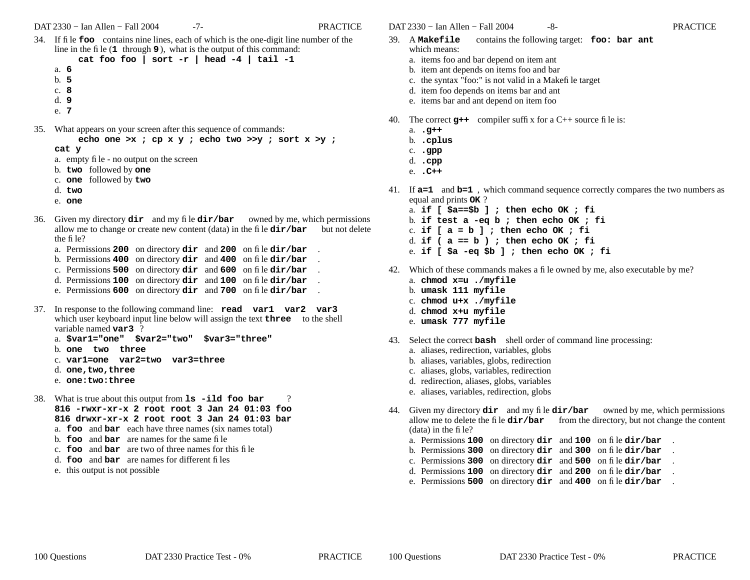34. If file **foo** contains nine lines, each of which is the one-digit line number of the line in the file (**1** through **9**), what is the output of this command:

    **cat foo foo | sort -r | head -4 | tail -1**

    a. **6**
    b. **5**
    c. **8**
    d. **9**
    e. **7**

35. What appears on your screen after this sequence of commands:

    **echo one >x ; cp x y ; echo two >>y ; sort x >y ; cat y**

    a. empty file - no output on the screen
    b. **two** followed by **one**
    c. **one** followed by **two**
    d. **two**
    e. **one**

36. Given my directory **dir** and my file **dir/bar** owned by me, which permissions allow me to change or create new content (data) in the file **dir/bar** but not delete the file?

    a. Permissions **200** on directory **dir** and **200** on file **dir/bar**.
    b. Permissions **400** on directory **dir** and **400** on file **dir/bar**.
    c. Permissions **500** on directory **dir** and **600** on file **dir/bar**.
    d. Permissions **100** on directory **dir** and **100** on file **dir/bar**.
    e. Permissions **600** on directory **dir** and **700** on file **dir/bar**.

37. In response to the following command line: **read var1 var2 var3** which user keyboard input line below will assign the text **three** to the shell variable named **var3**?

    a. **$var1="one" $var2="two" $var3="three"**
    b. **one two three**
    c. **var1=one var2=two var3=three**
    d. **one,two,three**
    e. **one:two:three**

38. What is true about this output from **ls -ild foo bar**?

    **816 -rwxr-xr-x 2 root root 3 Jan 24 01:03 foo**
    **816 drwxr-xr-x 2 root root 3 Jan 24 01:03 bar**

    a. **foo** and **bar** each have three names (six names total)
    b. **foo** and **bar** are names for the same file
    c. **foo** and **bar** are two of three names for this file
    d. **foo** and **bar** are names for different files
    e. this output is not possible

39. A **Makefile** contains the following target: **foo: bar ant** which means:

    a. items foo and bar depend on item ant
    b. item ant depends on items foo and bar
    c. the syntax "foo:" is not valid in a Makefile target
    d. item foo depends on items bar and ant
    e. items bar and ant depend on item foo

40. The correct **g++** compiler suffix for a C++ source file is:

    a. **.g++**
    b. **.cplus**
    c. **.gpp**
    d. **.cpp**
    e. **.C++**

41. If **a=1** and **b=1**, which command sequence correctly compares the two numbers as equal and prints **OK**?

    a. **if [ $a==$b ] ; then echo OK ; fi**
    b. **if test a -eq b ; then echo OK ; fi**
    c. **if [ a = b ] ; then echo OK ; fi**
    d. **if ( a == b ) ; then echo OK ; fi**
    e. **if [ $a -eq $b ] ; then echo OK ; fi**

42. Which of these commands makes a file owned by me, also executable by me?

    a. **chmod x=u ./myfile**
    b. **umask 111 myfile**
    c. **chmod u+x ./myfile**
    d. **chmod x+u myfile**
    e. **umask 777 myfile**

43. Select the correct **bash** shell order of command line processing:

    a. aliases, redirection, variables, globs
    b. aliases, variables, globs, redirection
    c. aliases, globs, variables, redirection
    d. redirection, aliases, globs, variables
    e. aliases, variables, redirection, globs

44. Given my directory **dir** and my file **dir/bar** owned by me, which permissions allow me to delete the file **dir/bar** from the directory, but not change the content (data) in the file?

    a. Permissions **100** on directory **dir** and **100** on file **dir/bar**.
    b. Permissions **300** on directory **dir** and **300** on file **dir/bar**.
    c. Permissions **300** on directory **dir** and **500** on file **dir/bar**.
    d. Permissions **100** on directory **dir** and **200** on file **dir/bar**.
    e. Permissions **500** on directory **dir** and **400** on file **dir/bar**.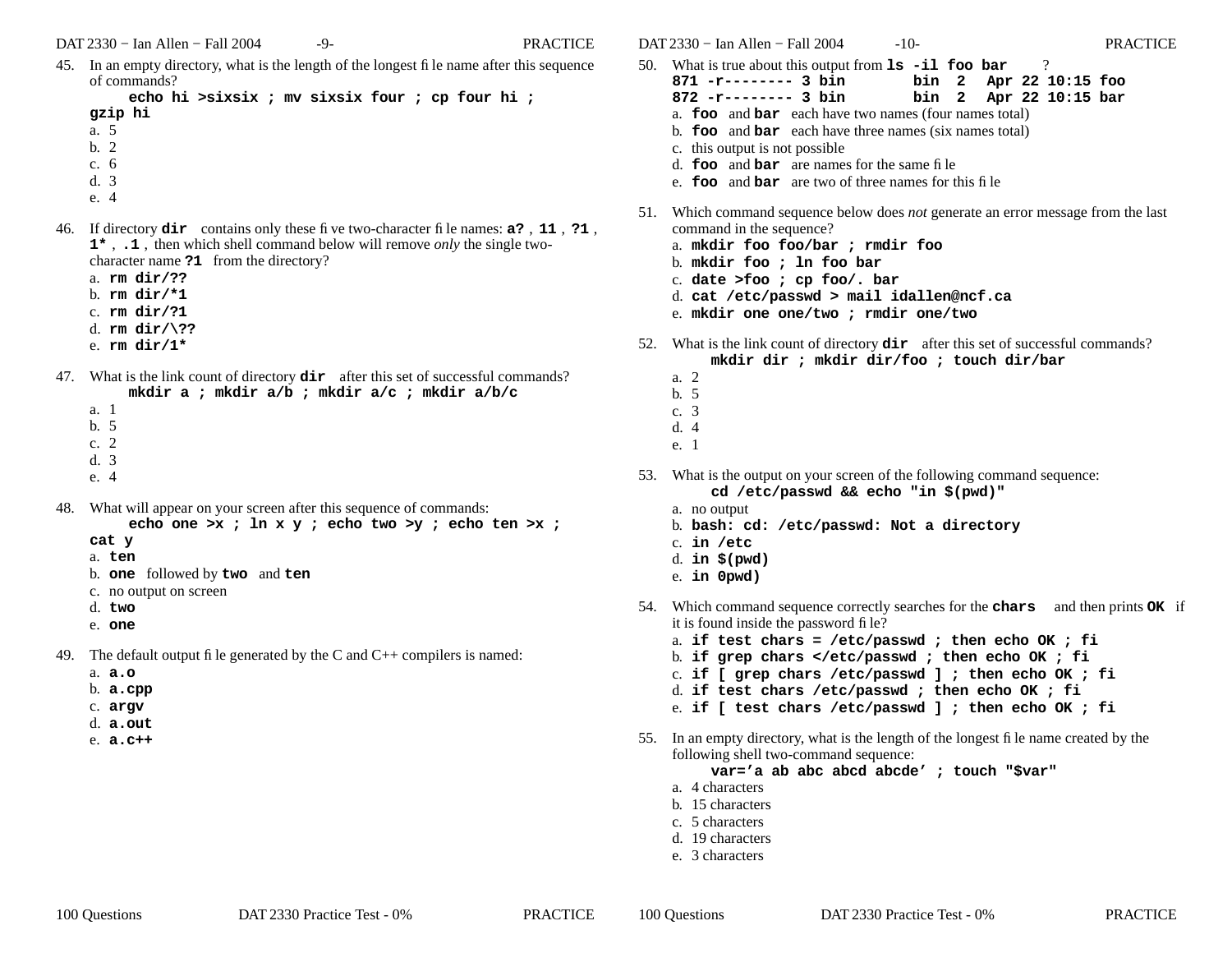45. In an empty directory, what is the length of the longest file name after this sequence of commands:

    **echo hi >sixsix ; mv sixsix four ; cp four hi ; gzip hi**

    a. 5
    b. 2
    c. 6
    d. 3
    e. 4

46. If directory **dir** contains only these five two-character file names: **a?** , **11** , **?1** , **1*** , **.1** , then which shell command below will remove *only* the single two-character name **?1** from the directory?

    a. **rm dir/??**
    b. **rm dir/*1**
    c. **rm dir/?1**
    d. **rm dir/\??**
    e. **rm dir/1***

47. What is the link count of directory **dir** after this set of successful commands?

    **mkdir a ; mkdir a/b ; mkdir a/c ; mkdir a/b/c**

    a. 1
    b. 5
    c. 2
    d. 3
    e. 4

48. What will appear on your screen after this sequence of commands:

    **echo one >x ; ln x y ; echo two >y ; echo ten >x ; cat y**

    a. **ten**
    b. **one** followed by **two** and **ten**
    c. no output on screen
    d. **two**
    e. **one**

49. The default output file generated by the C and C++ compilers is named:

    a. **a.o**
    b. **a.cpp**
    c. **argv**
    d. **a.out**
    e. **a.c++**

50. What is true about this output from **ls -il foo bar** ?

    ```
    871 -r-------- 3 bin      bin  2  Apr 22 10:15 foo
    872 -r-------- 3 bin      bin  2  Apr 22 10:15 bar
    ```

    a. **foo** and **bar** each have two names (four names total)
    b. **foo** and **bar** each have three names (six names total)
    c. this output is not possible
    d. **foo** and **bar** are names for the same file
    e. **foo** and **bar** are two of three names for this file

51. Which command sequence below does *not* generate an error message from the last command in the sequence?

    a. **mkdir foo foo/bar ; rmdir foo**
    b. **mkdir foo ; ln foo bar**
    c. **date >foo ; cp foo/. bar**
    d. **cat /etc/passwd > mail idallen@ncf.ca**
    e. **mkdir one one/two ; rmdir one/two**

52. What is the link count of directory **dir** after this set of successful commands?

    **mkdir dir ; mkdir dir/foo ; touch dir/bar**

    a. 2
    b. 5
    c. 3
    d. 4
    e. 1

53. What is the output on your screen of the following command sequence:

    **cd /etc/passwd && echo "in $(pwd)"**

    a. no output
    b. **bash: cd: /etc/passwd: Not a directory**
    c. **in /etc**
    d. **in $(pwd)**
    e. **in 0pwd)**

54. Which command sequence correctly searches for the **chars** and then prints **OK** if it is found inside the password file?

    a. **if test chars = /etc/passwd ; then echo OK ; fi**
    b. **if grep chars </etc/passwd ; then echo OK ; fi**
    c. **if [ grep chars /etc/passwd ] ; then echo OK ; fi**
    d. **if test chars /etc/passwd ; then echo OK ; fi**
    e. **if [ test chars /etc/passwd ] ; then echo OK ; fi**

55. In an empty directory, what is the length of the longest file name created by the following shell two-command sequence:

    **var='a ab abc abcd abcde' ; touch "$var"**

    a. 4 characters
    b. 15 characters
    c. 5 characters
    d. 19 characters
    e. 3 characters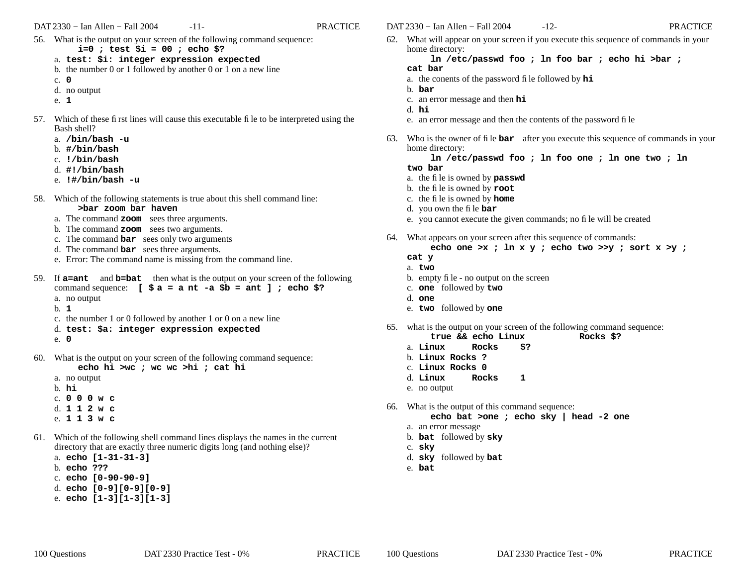56. What is the output on your screen of the following command sequence:
    **i=0 ; test $i = 00 ; echo $?**
    a. **test: $i: integer expression expected**
    b. the number 0 or 1 followed by another 0 or 1 on a new line
    c. **0**
    d. no output
    e. **1**

57. Which of these first lines will cause this executable file to be interpreted using the Bash shell?
    a. **/bin/bash -u**
    b. **#/bin/bash**
    c. **!/bin/bash**
    d. **#!/bin/bash**
    e. **!#/bin/bash -u**

58. Which of the following statements is true about this shell command line:
    **>bar zoom bar haven**
    a. The command **zoom** sees three arguments.
    b. The command **zoom** sees two arguments.
    c. The command **bar** sees only two arguments
    d. The command **bar** sees three arguments.
    e. Error: The command name is missing from the command line.

59. If **a=ant** and **b=bat** then what is the output on your screen of the following command sequence: **[ $ a = a nt -a $b = ant ] ; echo $?**
    a. no output
    b. **1**
    c. the number 1 or 0 followed by another 1 or 0 on a new line
    d. **test: $a: integer expression expected**
    e. **0**

60. What is the output on your screen of the following command sequence:
    **echo hi >wc ; wc wc >hi ; cat hi**
    a. no output
    b. **hi**
    c. **0 0 0 w c**
    d. **1 1 2 w c**
    e. **1 1 3 w c**

61. Which of the following shell command lines displays the names in the current directory that are exactly three numeric digits long (and nothing else)?
    a. **echo [1-31-31-3]**
    b. **echo ???**
    c. **echo [0-90-90-9]**
    d. **echo [0-9][0-9][0-9]**
    e. **echo [1-3][1-3][1-3]**

62. What will appear on your screen if you execute this sequence of commands in your home directory:
    **ln /etc/passwd foo ; ln foo bar ; echo hi >bar ; cat bar**
    a. the conents of the password file followed by **hi**
    b. **bar**
    c. an error message and then **hi**
    d. **hi**
    e. an error message and then the contents of the password file

63. Who is the owner of file **bar** after you execute this sequence of commands in your home directory:
    **ln /etc/passwd foo ; ln foo one ; ln one two ; ln two bar**
    a. the file is owned by **passwd**
    b. the file is owned by **root**
    c. the file is owned by **home**
    d. you own the file **bar**
    e. you cannot execute the given commands; no file will be created

64. What appears on your screen after this sequence of commands:
    **echo one >x ; ln x y ; echo two >>y ; sort x >y ; cat y**
    a. **two**
    b. empty file - no output on the screen
    c. **one** followed by **two**
    d. **one**
    e. **two** followed by **one**

65. what is the output on your screen of the following command sequence:
    **true && echo Linux Rocks $?**
    a. **Linux Rocks $?**
    b. **Linux Rocks ?**
    c. **Linux Rocks 0**
    d. **Linux Rocks 1**
    e. no output

66. What is the output of this command sequence:
    **echo bat >one ; echo sky | head -2 one**
    a. an error message
    b. **bat** followed by **sky**
    c. **sky**
    d. **sky** followed by **bat**
    e. **bat**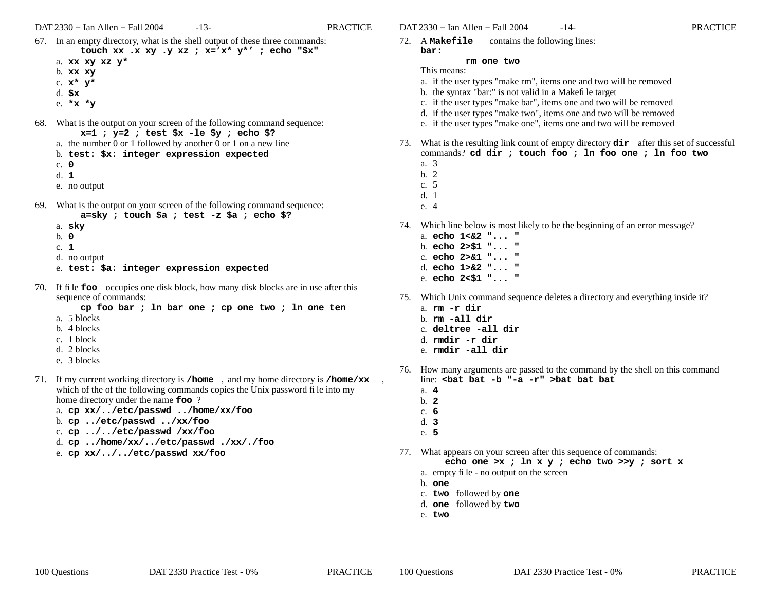67. In an empty directory, what is the shell output of these three commands:
    **touch xx .x xy .y xz ; x='x* y*' ; echo "$x"**
    a. **xx xy xz y***
    b. **xx xy**
    c. **x* y***
    d. **$x**
    e. ***x *y**

68. What is the output on your screen of the following command sequence:
    **x=1 ; y=2 ; test $x -le $y ; echo $?**
    a. the number 0 or 1 followed by another 0 or 1 on a new line
    b. **test: $x: integer expression expected**
    c. **0**
    d. **1**
    e. no output

69. What is the output on your screen of the following command sequence:
    **a=sky ; touch $a ; test -z $a ; echo $?**
    a. **sky**
    b. **0**
    c. **1**
    d. no output
    e. **test: $a: integer expression expected**

70. If file **foo** occupies one disk block, how many disk blocks are in use after this sequence of commands:
    **cp foo bar ; ln bar one ; cp one two ; ln one ten**
    a. 5 blocks
    b. 4 blocks
    c. 1 block
    d. 2 blocks
    e. 3 blocks

71. If my current working directory is **/home** , and my home directory is **/home/xx** , which of the of the following commands copies the Unix password file into my home directory under the name **foo** ?
    a. **cp xx/../etc/passwd ../home/xx/foo**
    b. **cp ../etc/passwd ../xx/foo**
    c. **cp ../../etc/passwd /xx/foo**
    d. **cp ../home/xx/../etc/passwd ./xx/./foo**
    e. **cp xx/../../etc/passwd xx/foo**

72. A **Makefile** contains the following lines:
    **bar:**
        **rm one two**
    This means:
    a. if the user types "make rm", items one and two will be removed
    b. the syntax "bar:" is not valid in a Makefile target
    c. if the user types "make bar", items one and two will be removed
    d. if the user types "make two", items one and two will be removed
    e. if the user types "make one", items one and two will be removed

73. What is the resulting link count of empty directory **dir** after this set of successful commands? **cd dir ; touch foo ; ln foo one ; ln foo two**
    a. 3
    b. 2
    c. 5
    d. 1
    e. 4

74. Which line below is most likely to be the beginning of an error message?
    a. **echo 1<&2 "... "**
    b. **echo 2>$1 "... "**
    c. **echo 2>&1 "... "**
    d. **echo 1>&2 "... "**
    e. **echo 2<$1 "... "**

75. Which Unix command sequence deletes a directory and everything inside it?
    a. **rm -r dir**
    b. **rm -all dir**
    c. **deltree -all dir**
    d. **rmdir -r dir**
    e. **rmdir -all dir**

76. How many arguments are passed to the command by the shell on this command line: **<bat bat -b "-a -r" >bat bat bat**
    a. **4**
    b. **2**
    c. **6**
    d. **3**
    e. **5**

77. What appears on your screen after this sequence of commands:
    **echo one >x ; ln x y ; echo two >>y ; sort x**
    a. empty file - no output on the screen
    b. **one**
    c. **two** followed by **one**
    d. **one** followed by **two**
    e. **two**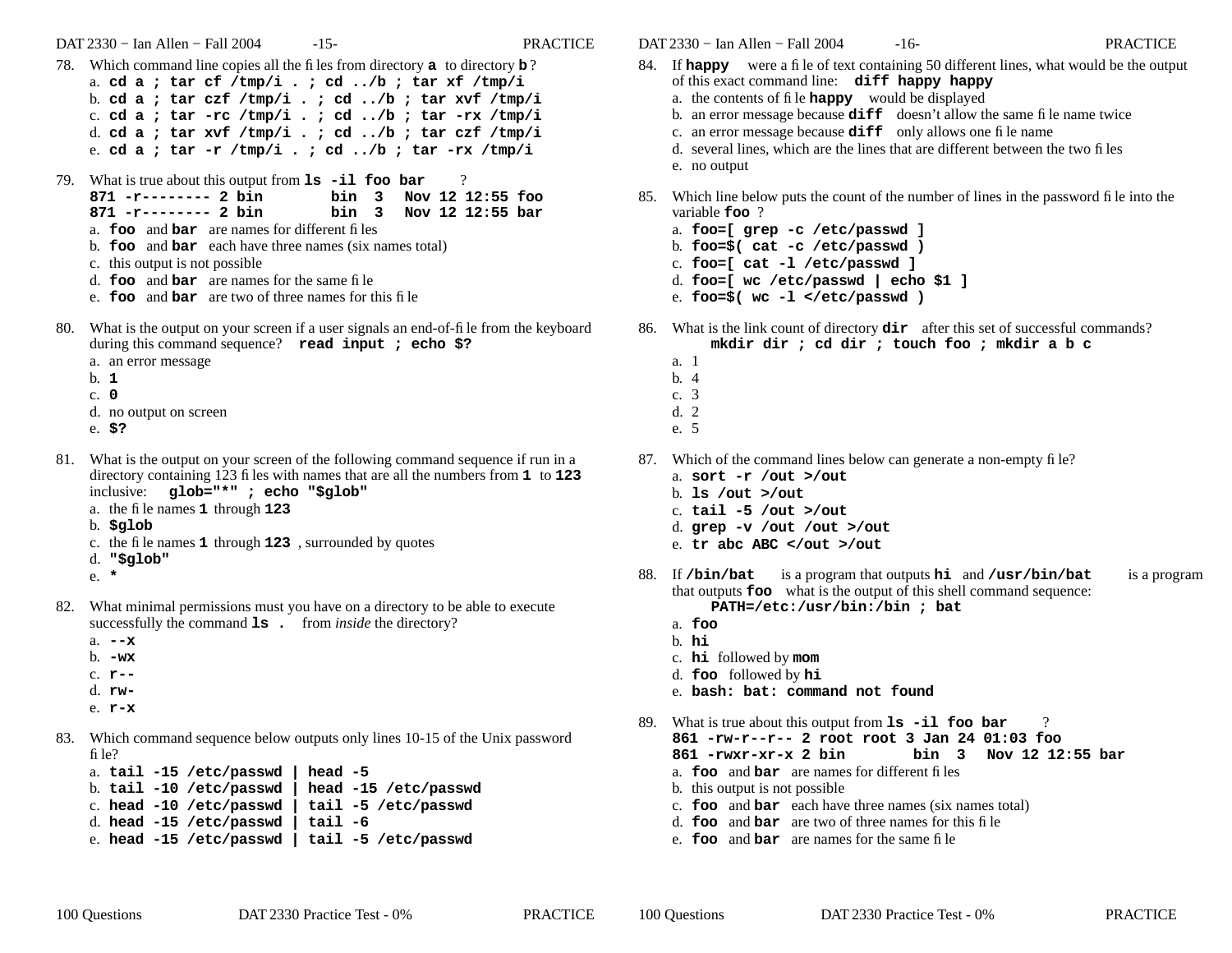78. Which command line copies all the files from directory **a** to directory **b**?
    a. **cd a ; tar cf /tmp/i . ; cd ../b ; tar xf /tmp/i**
    b. **cd a ; tar czf /tmp/i . ; cd ../b ; tar xvf /tmp/i**
    c. **cd a ; tar -rc /tmp/i . ; cd ../b ; tar -rx /tmp/i**
    d. **cd a ; tar xvf /tmp/i . ; cd ../b ; tar czf /tmp/i**
    e. **cd a ; tar -r /tmp/i . ; cd ../b ; tar -rx /tmp/i**

79. What is true about this output from **ls -il foo bar** ?

```
871 -r-------- 2 bin        bin  3   Nov 12 12:55 foo
871 -r-------- 2 bin        bin  3   Nov 12 12:55 bar
```

    a. **foo** and **bar** are names for different files
    b. **foo** and **bar** each have three names (six names total)
    c. this output is not possible
    d. **foo** and **bar** are names for the same file
    e. **foo** and **bar** are two of three names for this file

80. What is the output on your screen if a user signals an end-of-file from the keyboard during this command sequence? **read input ; echo $?**
    a. an error message
    b. **1**
    c. **0**
    d. no output on screen
    e. **$?**

81. What is the output on your screen of the following command sequence if run in a directory containing 123 files with names that are all the numbers from **1** to **123** inclusive: **glob="*" ; echo "$glob"**
    a. the file names **1** through **123**
    b. **$glob**
    c. the file names **1** through **123**, surrounded by quotes
    d. **"$glob"**
    e. **\***

82. What minimal permissions must you have on a directory to be able to execute successfully the command **ls .** from *inside* the directory?
    a. **--x**
    b. **-wx**
    c. **r--**
    d. **rw-**
    e. **r-x**

83. Which command sequence below outputs only lines 10-15 of the Unix password file?
    a. **tail -15 /etc/passwd | head -5**
    b. **tail -10 /etc/passwd | head -15 /etc/passwd**
    c. **head -10 /etc/passwd | tail -5 /etc/passwd**
    d. **head -15 /etc/passwd | tail -6**
    e. **head -15 /etc/passwd | tail -5 /etc/passwd**

84. If **happy** were a file of text containing 50 different lines, what would be the output of this exact command line: **diff happy happy**
    a. the contents of file **happy** would be displayed
    b. an error message because **diff** doesn't allow the same file name twice
    c. an error message because **diff** only allows one file name
    d. several lines, which are the lines that are different between the two files
    e. no output

85. Which line below puts the count of the number of lines in the password file into the variable **foo** ?
    a. **foo=[ grep -c /etc/passwd ]**
    b. **foo=$( cat -c /etc/passwd )**
    c. **foo=[ cat -l /etc/passwd ]**
    d. **foo=[ wc /etc/passwd | echo $1 ]**
    e. **foo=$( wc -l </etc/passwd )**

86. What is the link count of directory **dir** after this set of successful commands?
    **mkdir dir ; cd dir ; touch foo ; mkdir a b c**
    a. 1
    b. 4
    c. 3
    d. 2
    e. 5

87. Which of the command lines below can generate a non-empty file?
    a. **sort -r /out >/out**
    b. **ls /out >/out**
    c. **tail -5 /out >/out**
    d. **grep -v /out /out >/out**
    e. **tr abc ABC </out >/out**

88. If **/bin/bat** is a program that outputs **hi** and **/usr/bin/bat** is a program that outputs **foo** what is the output of this shell command sequence:
    **PATH=/etc:/usr/bin:/bin ; bat**
    a. **foo**
    b. **hi**
    c. **hi** followed by **mom**
    d. **foo** followed by **hi**
    e. **bash: bat: command not found**

89. What is true about this output from **ls -il foo bar** ?

```
861 -rw-r--r-- 2 root root 3 Jan 24 01:03 foo
861 -rwxr-xr-x 2 bin        bin  3   Nov 12 12:55 bar
```

    a. **foo** and **bar** are names for different files
    b. this output is not possible
    c. **foo** and **bar** each have three names (six names total)
    d. **foo** and **bar** are two of three names for this file
    e. **foo** and **bar** are names for the same file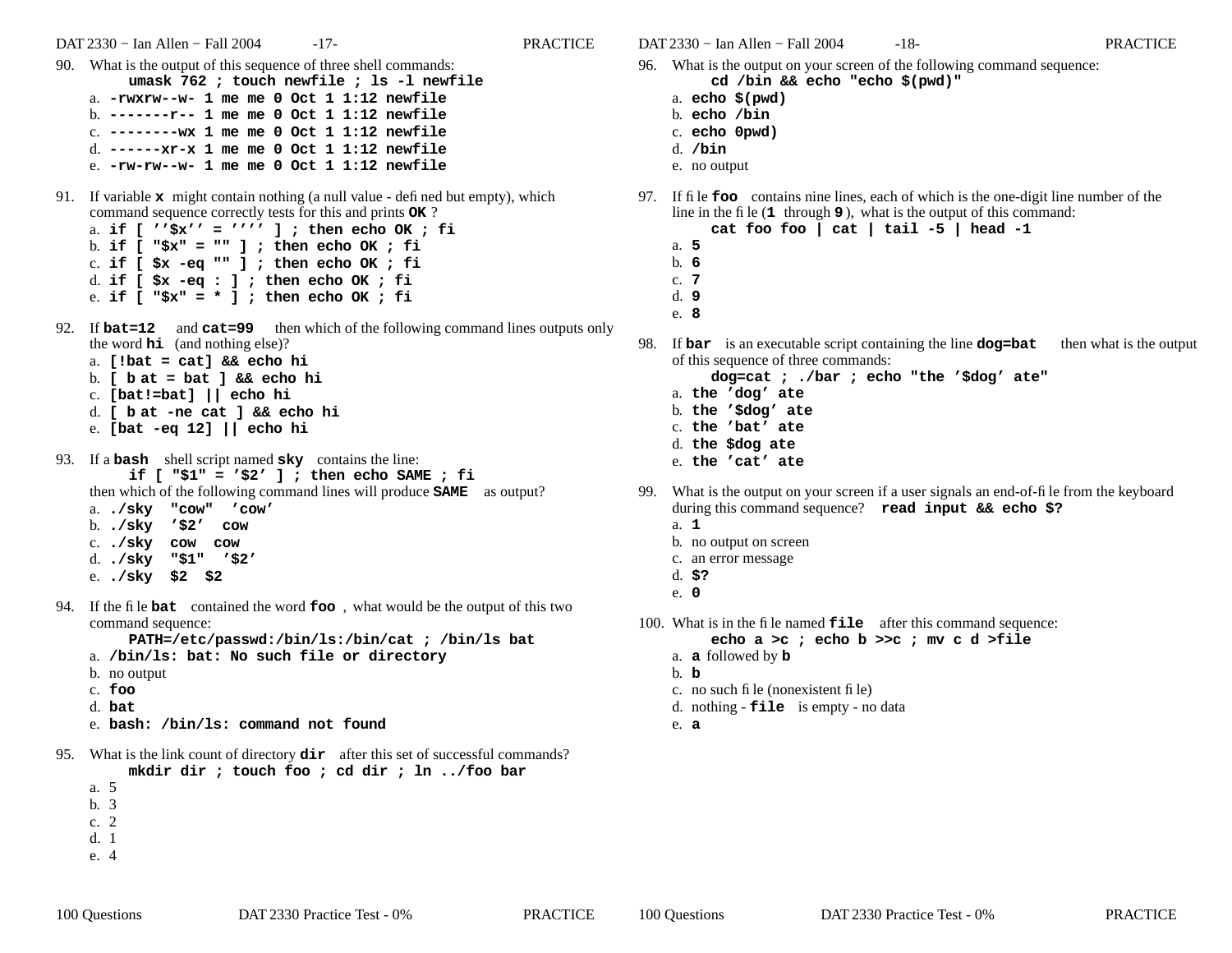90. What is the output of this sequence of three shell commands:

    **umask 762 ; touch newfile ; ls -l newfile**

    a. **-rwxrw--w- 1 me me 0 Oct 1 1:12 newfile**
    b. **-------r-- 1 me me 0 Oct 1 1:12 newfile**
    c. **--------wx 1 me me 0 Oct 1 1:12 newfile**
    d. **------xr-x 1 me me 0 Oct 1 1:12 newfile**
    e. **-rw-rw--w- 1 me me 0 Oct 1 1:12 newfile**

91. If variable **x** might contain nothing (a null value - defined but empty), which command sequence correctly tests for this and prints **OK** ?

    a. **if [ ''$x'' = '''' ] ; then echo OK ; fi**
    b. **if [ "$x" = "" ] ; then echo OK ; fi**
    c. **if [ $x -eq "" ] ; then echo OK ; fi**
    d. **if [ $x -eq : ] ; then echo OK ; fi**
    e. **if [ "$x" = * ] ; then echo OK ; fi**

92. If **bat=12** and **cat=99** then which of the following command lines outputs only the word **hi** (and nothing else)?

    a. **[!bat = cat] && echo hi**
    b. **[ bat = bat ] && echo hi**
    c. **[bat!=bat] || echo hi**
    d. **[ bat -ne cat ] && echo hi**
    e. **[bat -eq 12] || echo hi**

93. If a **bash** shell script named **sky** contains the line:

    **if [ "$1" = '$2' ] ; then echo SAME ; fi**

    then which of the following command lines will produce **SAME** as output?

    a. **./sky "cow" 'cow'**
    b. **./sky '$2' cow**
    c. **./sky cow cow**
    d. **./sky "$1" '$2'**
    e. **./sky $2 $2**

94. If the file **bat** contained the word **foo** , what would be the output of this two command sequence:

    **PATH=/etc/passwd:/bin/ls:/bin/cat ; /bin/ls bat**

    a. **/bin/ls: bat: No such file or directory**
    b. no output
    c. **foo**
    d. **bat**
    e. **bash: /bin/ls: command not found**

95. What is the link count of directory **dir** after this set of successful commands?

    **mkdir dir ; touch foo ; cd dir ; ln ../foo bar**

    a. 5
    b. 3
    c. 2
    d. 1
    e. 4

96. What is the output on your screen of the following command sequence:

    **cd /bin && echo "echo $(pwd)"**

    a. **echo $(pwd)**
    b. **echo /bin**
    c. **echo 0pwd)**
    d. **/bin**
    e. no output

97. If file **foo** contains nine lines, each of which is the one-digit line number of the line in the file (**1** through **9** ), what is the output of this command:

    **cat foo foo | cat | tail -5 | head -1**

    a. **5**
    b. **6**
    c. **7**
    d. **9**
    e. **8**

98. If **bar** is an executable script containing the line **dog=bat** then what is the output of this sequence of three commands:

    **dog=cat ; ./bar ; echo "the '$dog' ate"**

    a. **the 'dog' ate**
    b. **the '$dog' ate**
    c. **the 'bat' ate**
    d. **the $dog ate**
    e. **the 'cat' ate**

99. What is the output on your screen if a user signals an end-of-file from the keyboard during this command sequence? **read input && echo $?**

    a. **1**
    b. no output on screen
    c. an error message
    d. **$?**
    e. **0**

100. What is in the file named **file** after this command sequence:

     **echo a >c ; echo b >>c ; mv c d >file**

     a. **a** followed by **b**
     b. **b**
     c. no such file (nonexistent file)
     d. nothing - **file** is empty - no data
     e. **a**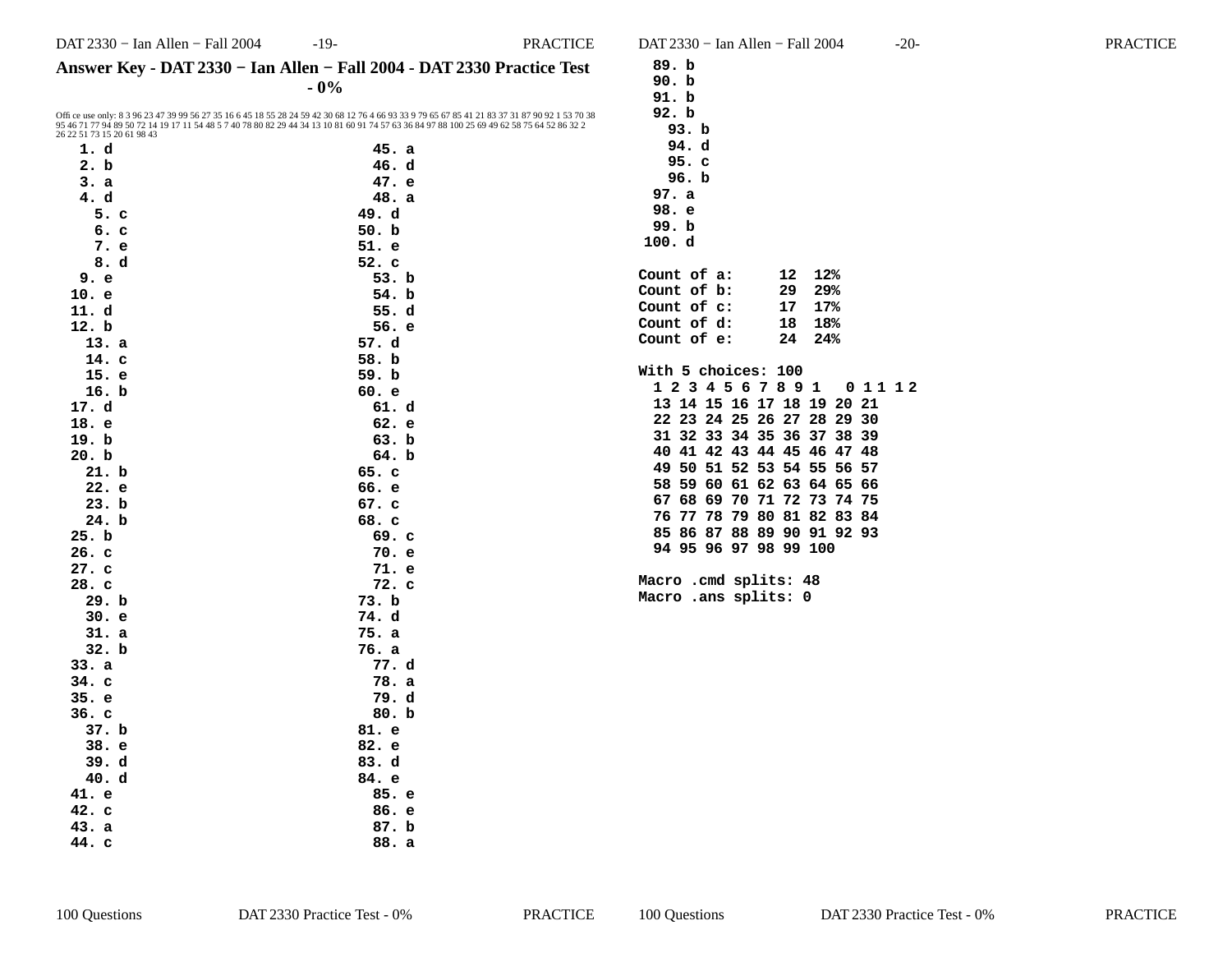# Answer Key - DAT 2330 − Ian Allen − Fall 2004 - DAT 2330 Practice Test - 0%

Office use only: 8 3 96 23 47 39 99 56 27 35 16 6 45 18 55 28 24 59 42 30 68 12 76 4 66 93 33 9 79 65 67 85 41 21 83 37 31 87 90 92 1 53 70 38 95 46 71 77 94 89 50 72 14 19 17 11 54 48 5 7 40 78 80 82 29 44 34 13 10 81 60 91 74 57 63 36 84 97 88 100 25 69 49 62 58 75 64 52 86 32 2 26 22 51 73 15 20 61 98 43

```
1. d
2. b
3. a
4. d
5. c
6. c
7. e
8. d
9. e
10. e
11. d
12. b
13. a
14. c
15. e
16. b
17. d
18. e
19. b
20. b
21. b
22. e
23. b
24. b
25. b
26. c
27. c
28. c
29. b
30. e
31. a
32. b
33. a
34. c
35. e
36. c
37. b
38. e
39. d
40. d
41. e
42. c
43. a
44. c
45. a
46. d
47. e
48. a
49. d
50. b
51. e
52. c
53. b
54. b
55. d
56. e
57. d
58. b
59. b
60. e
61. d
62. e
63. b
64. b
65. c
66. e
67. c
68. c
69. c
70. e
71. e
72. c
73. b
74. d
75. a
76. a
77. d
78. a
79. d
80. b
81. e
82. e
83. d
84. e
85. e
86. e
87. b
88. a
89. b
90. b
91. b
92. b
93. b
94. d
95. c
96. b
97. a
98. e
99. b
100. d

Count of a:     12  12%
Count of b:     29  29%
Count of c:     17  17%
Count of d:     18  18%
Count of e:     24  24%

With 5 choices: 100
  1 2 3 4 5 6 7 8 9 1   0 1 1 1 2
  13 14 15 16 17 18 19 20 21
  22 23 24 25 26 27 28 29 30
  31 32 33 34 35 36 37 38 39
  40 41 42 43 44 45 46 47 48
  49 50 51 52 53 54 55 56 57
  58 59 60 61 62 63 64 65 66
  67 68 69 70 71 72 73 74 75
  76 77 78 79 80 81 82 83 84
  85 86 87 88 89 90 91 92 93
  94 95 96 97 98 99 100

Macro .cmd splits: 48
Macro .ans splits: 0
```